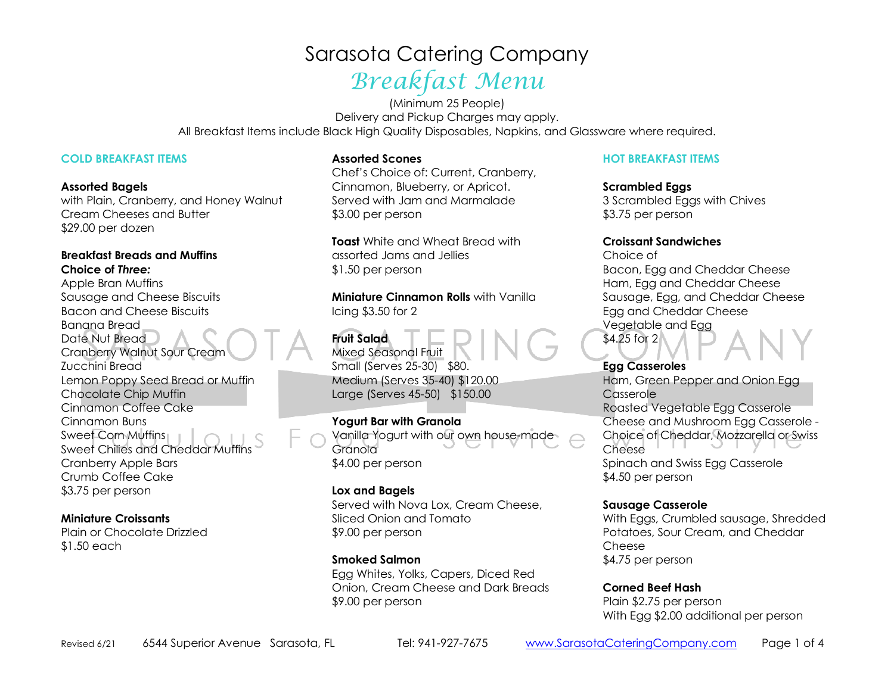# Sarasota Catering Company

## *Breakfast Menu*

(Minimum 25 People)
Delivery and Pickup Charges may apply.
All Breakfast Items include Black High Quality Disposables, Napkins, and Glassware where required.

### COLD BREAKFAST ITEMS

**Assorted Bagels**
with Plain, Cranberry, and Honey Walnut Cream Cheeses and Butter
$29.00 per dozen

**Breakfast Breads and Muffins**
**Choice of *Three:***
Apple Bran Muffins
Sausage and Cheese Biscuits
Bacon and Cheese Biscuits
Banana Bread
Date Nut Bread
Cranberry Walnut Sour Cream
Zucchini Bread
Lemon Poppy Seed Bread or Muffin
Chocolate Chip Muffin
Cinnamon Coffee Cake
Cinnamon Buns
Sweet Corn Muffins
Sweet Chilies and Cheddar Muffins
Cranberry Apple Bars
Crumb Coffee Cake
$3.75 per person

**Miniature Croissants**
Plain or Chocolate Drizzled
$1.50 each

**Assorted Scones**
Chef's Choice of: Current, Cranberry, Cinnamon, Blueberry, or Apricot.
Served with Jam and Marmalade
$3.00 per person

**Toast** White and Wheat Bread with assorted Jams and Jellies
$1.50 per person

**Miniature Cinnamon Rolls** with Vanilla Icing $3.50 for 2

**Fruit Salad**
Mixed Seasonal Fruit
Small (Serves 25-30) $80.
Medium (Serves 35-40) $120.00
Large (Serves 45-50) $150.00

**Yogurt Bar with Granola**
Vanilla Yogurt with our own house-made Granola
$4.00 per person

**Lox and Bagels**
Served with Nova Lox, Cream Cheese, Sliced Onion and Tomato
$9.00 per person

**Smoked Salmon**
Egg Whites, Yolks, Capers, Diced Red Onion, Cream Cheese and Dark Breads
$9.00 per person

### HOT BREAKFAST ITEMS

**Scrambled Eggs**
3 Scrambled Eggs with Chives
$3.75 per person

**Croissant Sandwiches**
Choice of
Bacon, Egg and Cheddar Cheese
Ham, Egg and Cheddar Cheese
Sausage, Egg, and Cheddar Cheese
Egg and Cheddar Cheese
Vegetable and Egg
$4.25 for 2

**Egg Casseroles**
Ham, Green Pepper and Onion Egg Casserole
Roasted Vegetable Egg Casserole
Cheese and Mushroom Egg Casserole - Choice of Cheddar, Mozzarella or Swiss Cheese
Spinach and Swiss Egg Casserole
$4.50 per person

**Sausage Casserole**
With Eggs, Crumbled sausage, Shredded Potatoes, Sour Cream, and Cheddar Cheese
$4.75 per person

**Corned Beef Hash**
Plain $2.75 per person
With Egg $2.00 additional per person

Revised 6/21 6544 Superior Avenue Sarasota, FL Tel: 941-927-7675 www.SarasotaCateringCompany.com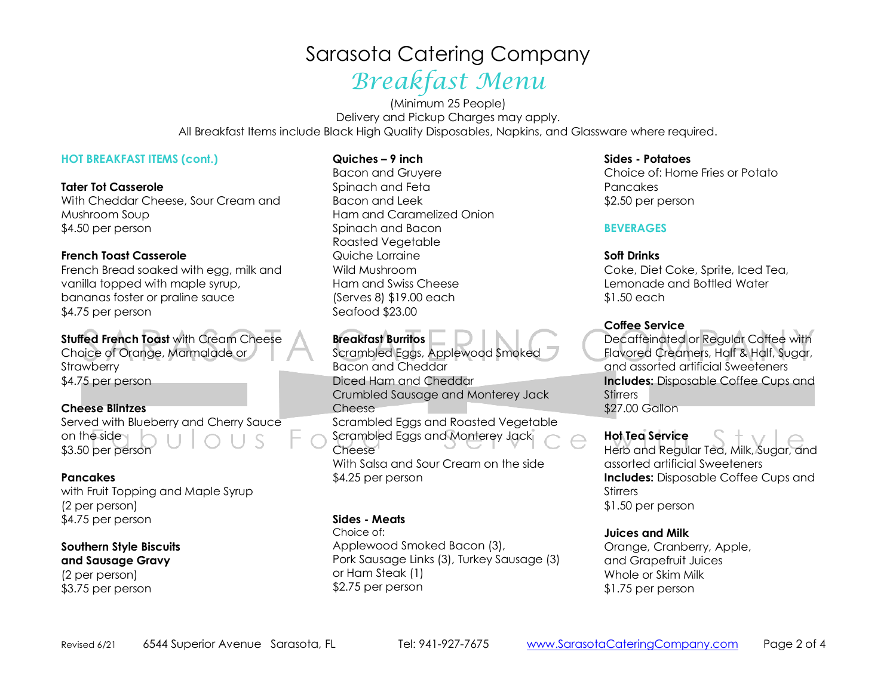# Sarasota Catering Company

## *Breakfast Menu*

(Minimum 25 People)
Delivery and Pickup Charges may apply.
All Breakfast Items include Black High Quality Disposables, Napkins, and Glassware where required.

### HOT BREAKFAST ITEMS (cont.)

**Tater Tot Casserole**
With Cheddar Cheese, Sour Cream and Mushroom Soup
$4.50 per person

**French Toast Casserole**
French Bread soaked with egg, milk and vanilla topped with maple syrup, bananas foster or praline sauce
$4.75 per person

**Stuffed French Toast** with Cream Cheese
Choice of Orange, Marmalade or Strawberry
$4.75 per person

**Cheese Blintzes**
Served with Blueberry and Cherry Sauce on the side
$3.50 per person

**Pancakes**
with Fruit Topping and Maple Syrup
(2 per person)
$4.75 per person

**Southern Style Biscuits and Sausage Gravy**
(2 per person)
$3.75 per person

**Quiches – 9 inch**
Bacon and Gruyere
Spinach and Feta
Bacon and Leek
Ham and Caramelized Onion
Spinach and Bacon
Roasted Vegetable
Quiche Lorraine
Wild Mushroom
Ham and Swiss Cheese
(Serves 8) $19.00 each
Seafood $23.00

**Breakfast Burritos**
Scrambled Eggs, Applewood Smoked Bacon and Cheddar
Diced Ham and Cheddar
Crumbled Sausage and Monterey Jack Cheese
Scrambled Eggs and Roasted Vegetable
Scrambled Eggs and Monterey Jack Cheese
With Salsa and Sour Cream on the side
$4.25 per person

**Sides - Meats**
Choice of:
Applewood Smoked Bacon (3),
Pork Sausage Links (3), Turkey Sausage (3) or Ham Steak (1)
$2.75 per person

**Sides - Potatoes**
Choice of: Home Fries or Potato Pancakes
$2.50 per person

### BEVERAGES

**Soft Drinks**
Coke, Diet Coke, Sprite, Iced Tea, Lemonade and Bottled Water
$1.50 each

**Coffee Service**
Decaffeinated or Regular Coffee with Flavored Creamers, Half & Half, Sugar, and assorted artificial Sweeteners
**Includes:** Disposable Coffee Cups and Stirrers
$27.00 Gallon

**Hot Tea Service**
Herb and Regular Tea, Milk, Sugar, and assorted artificial Sweeteners
**Includes:** Disposable Coffee Cups and Stirrers
$1.50 per person

**Juices and Milk**
Orange, Cranberry, Apple, and Grapefruit Juices
Whole or Skim Milk
$1.75 per person

Revised 6/21 6544 Superior Avenue Sarasota, FL Tel: 941-927-7675 www.SarasotaCateringCompany.com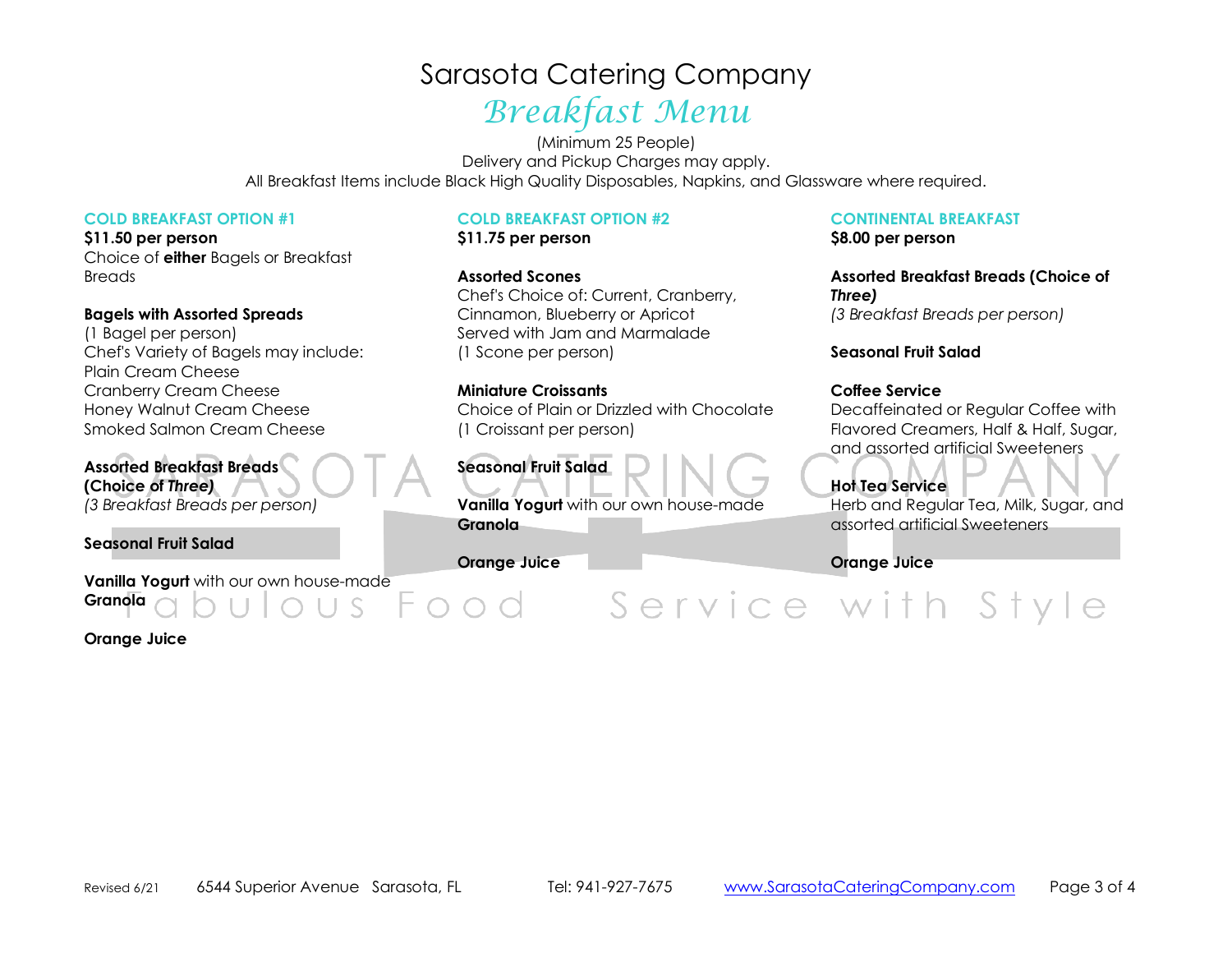# Sarasota Catering Company

## Breakfast Menu

(Minimum 25 People)
Delivery and Pickup Charges may apply.
All Breakfast Items include Black High Quality Disposables, Napkins, and Glassware where required.

### COLD BREAKFAST OPTION #1

**$11.50 per person**
Choice of **either** Bagels or Breakfast Breads

**Bagels with Assorted Spreads**
(1 Bagel per person)
Chef's Variety of Bagels may include:
Plain Cream Cheese
Cranberry Cream Cheese
Honey Walnut Cream Cheese
Smoked Salmon Cream Cheese

**Assorted Breakfast Breads (Choice of *Three)***
*(3 Breakfast Breads per person)*

**Seasonal Fruit Salad**

**Vanilla Yogurt** with our own house-made **Granola**

**Orange Juice**

### COLD BREAKFAST OPTION #2

**$11.75 per person**

**Assorted Scones**
Chef's Choice of: Current, Cranberry, Cinnamon, Blueberry or Apricot
Served with Jam and Marmalade
(1 Scone per person)

**Miniature Croissants**
Choice of Plain or Drizzled with Chocolate
(1 Croissant per person)

**Seasonal Fruit Salad**

**Vanilla Yogurt** with our own house-made **Granola**

**Orange Juice**

### CONTINENTAL BREAKFAST

**$8.00 per person**

**Assorted Breakfast Breads (Choice of *Three)***
*(3 Breakfast Breads per person)*

**Seasonal Fruit Salad**

**Coffee Service**
Decaffeinated or Regular Coffee with Flavored Creamers, Half & Half, Sugar, and assorted artificial Sweeteners

**Hot Tea Service**
Herb and Regular Tea, Milk, Sugar, and assorted artificial Sweeteners

**Orange Juice**

Revised 6/21 6544 Superior Avenue Sarasota, FL Tel: 941-927-7675 www.SarasotaCateringCompany.com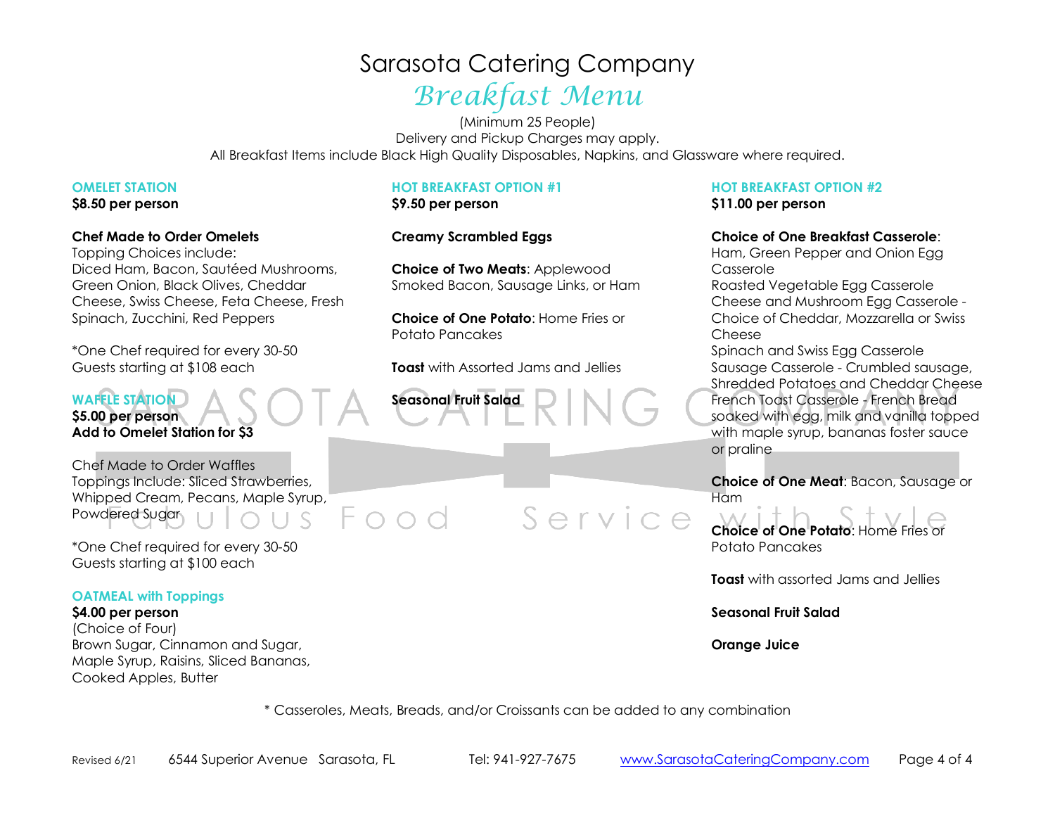# Sarasota Catering Company

## *Breakfast Menu*

(Minimum 25 People)
Delivery and Pickup Charges may apply.
All Breakfast Items include Black High Quality Disposables, Napkins, and Glassware where required.

### OMELET STATION

**$8.50 per person**

**Chef Made to Order Omelets**
Topping Choices include:
Diced Ham, Bacon, Sautéed Mushrooms, Green Onion, Black Olives, Cheddar Cheese, Swiss Cheese, Feta Cheese, Fresh Spinach, Zucchini, Red Peppers

*One Chef required for every 30-50 Guests starting at $108 each

### WAFFLE STATION

**$5.00 per person**
**Add to Omelet Station for $3**

Chef Made to Order Waffles
Toppings Include: Sliced Strawberries, Whipped Cream, Pecans, Maple Syrup, Powdered Sugar

*One Chef required for every 30-50 Guests starting at $100 each

### OATMEAL with Toppings

**$4.00 per person**
(Choice of Four)
Brown Sugar, Cinnamon and Sugar, Maple Syrup, Raisins, Sliced Bananas, Cooked Apples, Butter

### HOT BREAKFAST OPTION #1

**$9.50 per person**

**Creamy Scrambled Eggs**

**Choice of Two Meats**: Applewood Smoked Bacon, Sausage Links, or Ham

**Choice of One Potato**: Home Fries or Potato Pancakes

**Toast** with Assorted Jams and Jellies

**Seasonal Fruit Salad**

### HOT BREAKFAST OPTION #2

**$11.00 per person**

**Choice of One Breakfast Casserole**:
Ham, Green Pepper and Onion Egg Casserole
Roasted Vegetable Egg Casserole
Cheese and Mushroom Egg Casserole - Choice of Cheddar, Mozzarella or Swiss Cheese
Spinach and Swiss Egg Casserole
Sausage Casserole - Crumbled sausage, Shredded Potatoes and Cheddar Cheese
French Toast Casserole - French Bread soaked with egg, milk and vanilla topped with maple syrup, bananas foster sauce or praline

**Choice of One Meat**: Bacon, Sausage or Ham

**Choice of One Potato**: Home Fries or Potato Pancakes

**Toast** with assorted Jams and Jellies

**Seasonal Fruit Salad**

**Orange Juice**

* Casseroles, Meats, Breads, and/or Croissants can be added to any combination

Revised 6/21 6544 Superior Avenue Sarasota, FL Tel: 941-927-7675 www.SarasotaCateringCompany.com